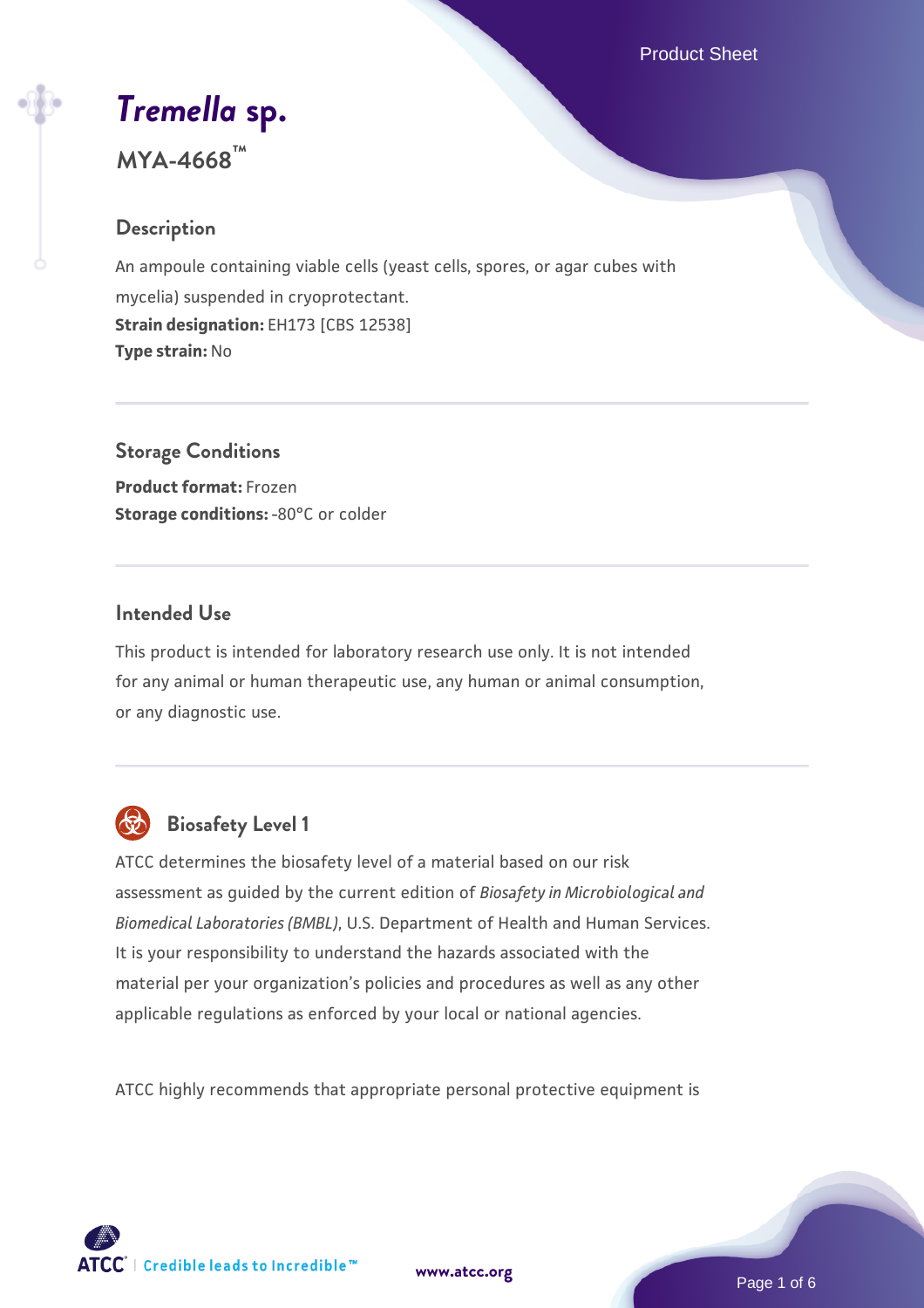# *Tremella* sp.

**MYA-4668™**

## Description

An ampoule containing viable cells (yeast cells, spores, or agar cubes with mycelia) suspended in cryoprotectant.
**Strain designation:** EH173 [CBS 12538]
**Type strain:** No

## Storage Conditions

**Product format:** Frozen
**Storage conditions:** -80°C or colder

## Intended Use

This product is intended for laboratory research use only. It is not intended for any animal or human therapeutic use, any human or animal consumption, or any diagnostic use.

## Biosafety Level 1

ATCC determines the biosafety level of a material based on our risk assessment as guided by the current edition of *Biosafety in Microbiological and Biomedical Laboratories (BMBL)*, U.S. Department of Health and Human Services. It is your responsibility to understand the hazards associated with the material per your organization's policies and procedures as well as any other applicable regulations as enforced by your local or national agencies.

ATCC highly recommends that appropriate personal protective equipment is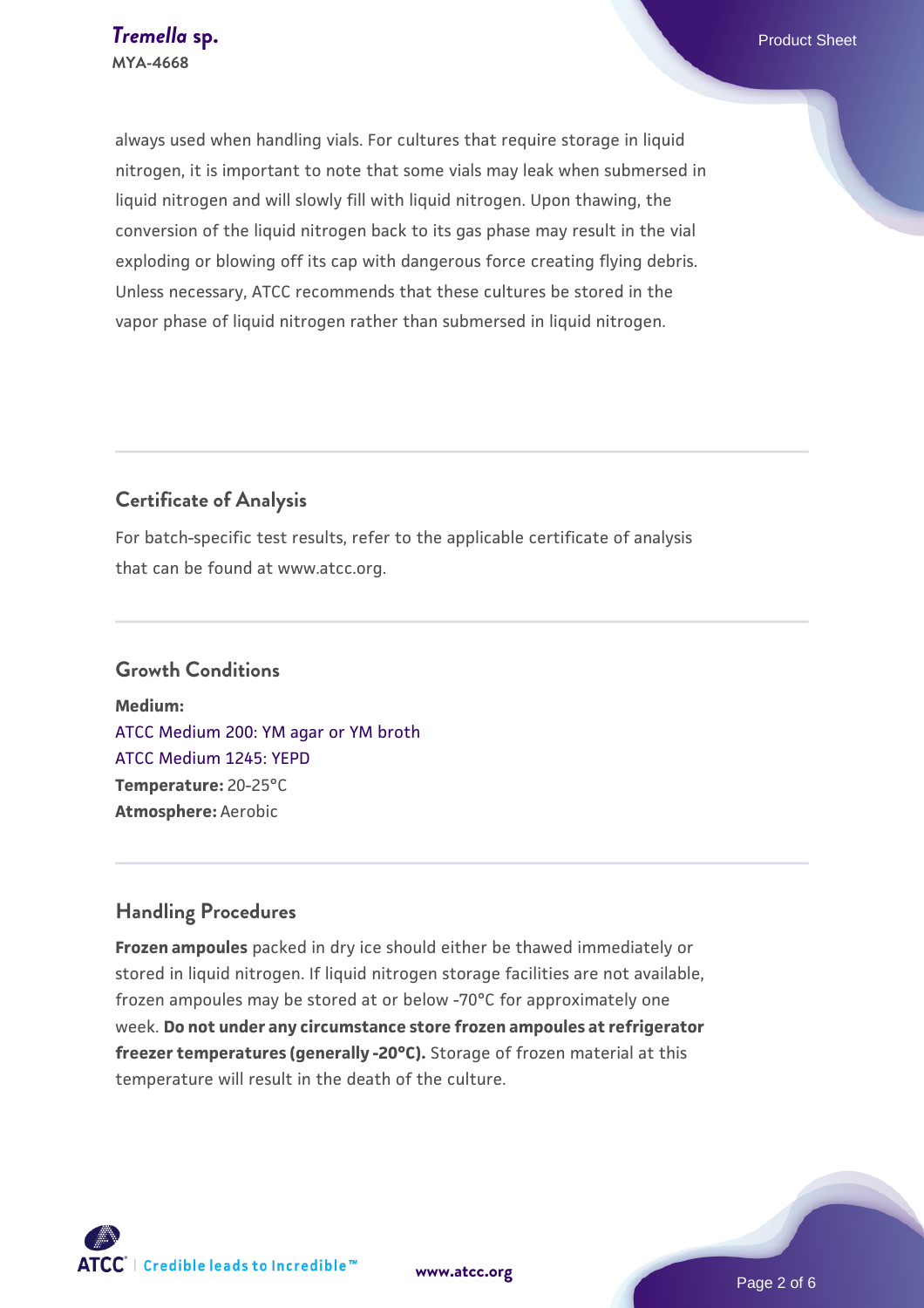always used when handling vials. For cultures that require storage in liquid nitrogen, it is important to note that some vials may leak when submersed in liquid nitrogen and will slowly fill with liquid nitrogen. Upon thawing, the conversion of the liquid nitrogen back to its gas phase may result in the vial exploding or blowing off its cap with dangerous force creating flying debris. Unless necessary, ATCC recommends that these cultures be stored in the vapor phase of liquid nitrogen rather than submersed in liquid nitrogen.

## Certificate of Analysis

For batch-specific test results, refer to the applicable certificate of analysis that can be found at www.atcc.org.

## Growth Conditions

**Medium:**
ATCC Medium 200: YM agar or YM broth
ATCC Medium 1245: YEPD
**Temperature:** 20-25°C
**Atmosphere:** Aerobic

## Handling Procedures

**Frozen ampoules** packed in dry ice should either be thawed immediately or stored in liquid nitrogen. If liquid nitrogen storage facilities are not available, frozen ampoules may be stored at or below -70°C for approximately one week. **Do not under any circumstance store frozen ampoules at refrigerator freezer temperatures (generally -20°C).** Storage of frozen material at this temperature will result in the death of the culture.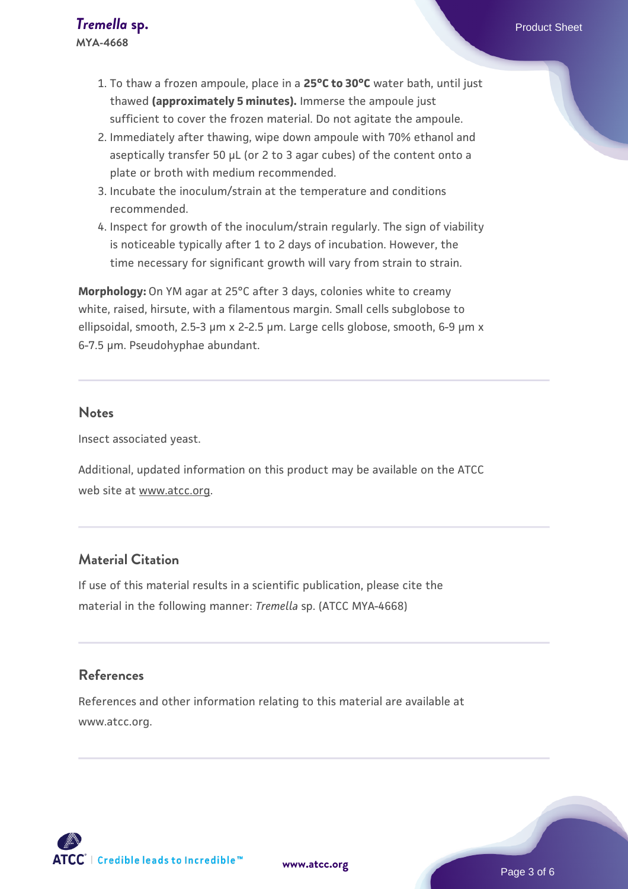1. To thaw a frozen ampoule, place in a **25°C to 30°C** water bath, until just thawed **(approximately 5 minutes).** Immerse the ampoule just sufficient to cover the frozen material. Do not agitate the ampoule.
2. Immediately after thawing, wipe down ampoule with 70% ethanol and aseptically transfer 50 µL (or 2 to 3 agar cubes) of the content onto a plate or broth with medium recommended.
3. Incubate the inoculum/strain at the temperature and conditions recommended.
4. Inspect for growth of the inoculum/strain regularly. The sign of viability is noticeable typically after 1 to 2 days of incubation. However, the time necessary for significant growth will vary from strain to strain.

**Morphology:** On YM agar at 25°C after 3 days, colonies white to creamy white, raised, hirsute, with a filamentous margin. Small cells subglobose to ellipsoidal, smooth, 2.5-3 µm x 2-2.5 µm. Large cells globose, smooth, 6-9 µm x 6-7.5 µm. Pseudohyphae abundant.

## Notes

Insect associated yeast.

Additional, updated information on this product may be available on the ATCC web site at www.atcc.org.

## Material Citation

If use of this material results in a scientific publication, please cite the material in the following manner: *Tremella* sp. (ATCC MYA-4668)

## References

References and other information relating to this material are available at www.atcc.org.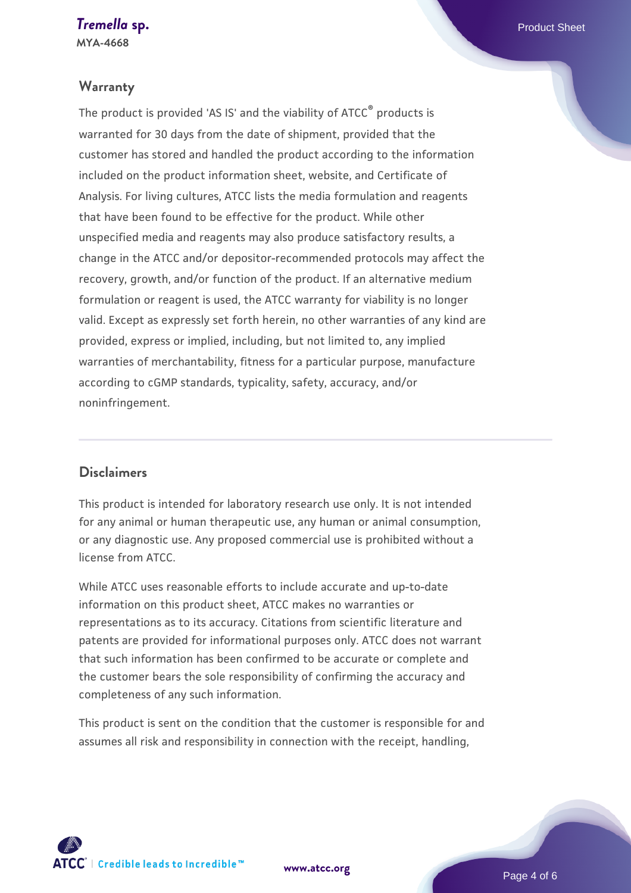## Warranty

The product is provided 'AS IS' and the viability of ATCC® products is warranted for 30 days from the date of shipment, provided that the customer has stored and handled the product according to the information included on the product information sheet, website, and Certificate of Analysis. For living cultures, ATCC lists the media formulation and reagents that have been found to be effective for the product. While other unspecified media and reagents may also produce satisfactory results, a change in the ATCC and/or depositor-recommended protocols may affect the recovery, growth, and/or function of the product. If an alternative medium formulation or reagent is used, the ATCC warranty for viability is no longer valid. Except as expressly set forth herein, no other warranties of any kind are provided, express or implied, including, but not limited to, any implied warranties of merchantability, fitness for a particular purpose, manufacture according to cGMP standards, typicality, safety, accuracy, and/or noninfringement.

## Disclaimers

This product is intended for laboratory research use only. It is not intended for any animal or human therapeutic use, any human or animal consumption, or any diagnostic use. Any proposed commercial use is prohibited without a license from ATCC.

While ATCC uses reasonable efforts to include accurate and up-to-date information on this product sheet, ATCC makes no warranties or representations as to its accuracy. Citations from scientific literature and patents are provided for informational purposes only. ATCC does not warrant that such information has been confirmed to be accurate or complete and the customer bears the sole responsibility of confirming the accuracy and completeness of any such information.

This product is sent on the condition that the customer is responsible for and assumes all risk and responsibility in connection with the receipt, handling,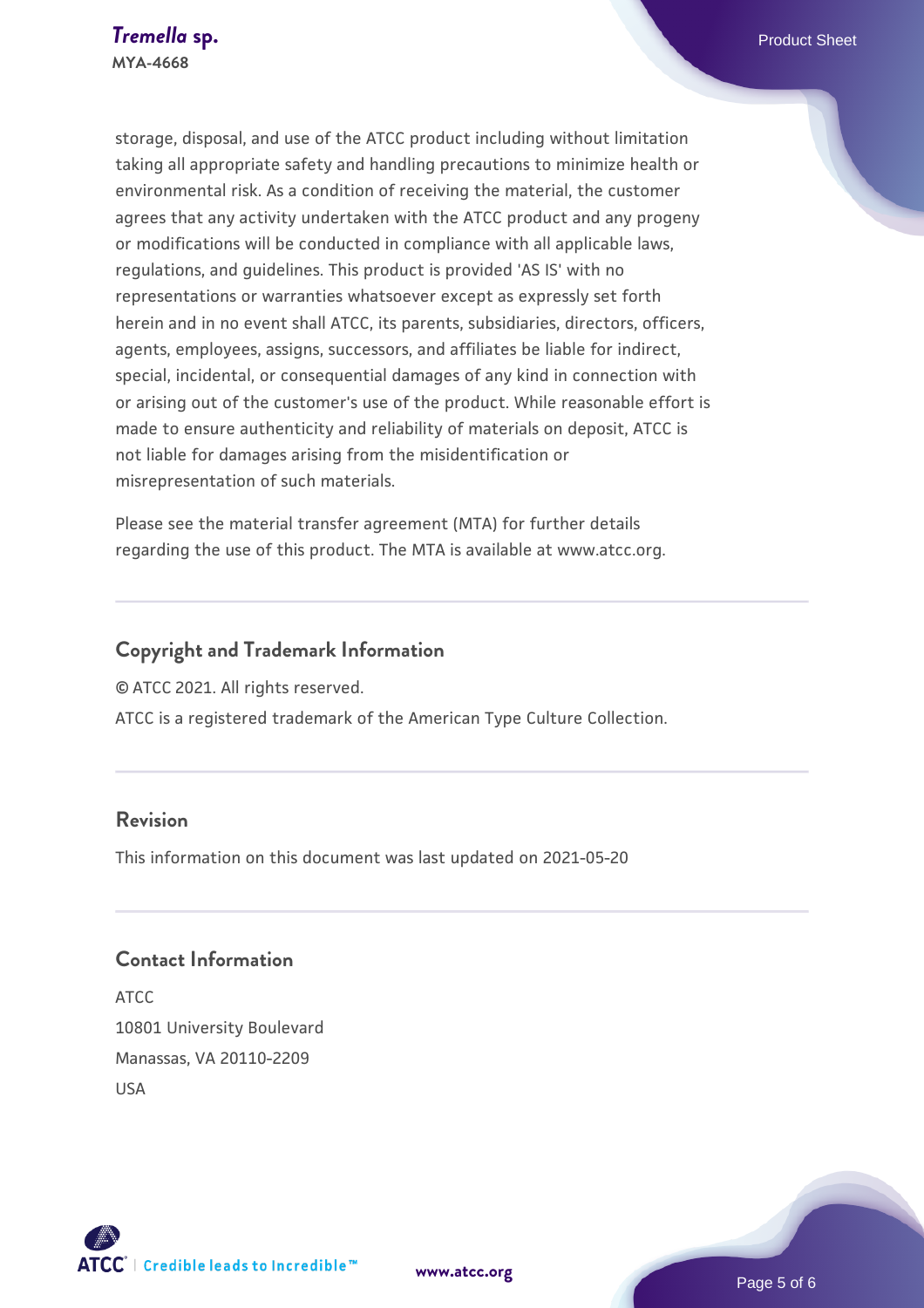storage, disposal, and use of the ATCC product including without limitation taking all appropriate safety and handling precautions to minimize health or environmental risk. As a condition of receiving the material, the customer agrees that any activity undertaken with the ATCC product and any progeny or modifications will be conducted in compliance with all applicable laws, regulations, and guidelines. This product is provided 'AS IS' with no representations or warranties whatsoever except as expressly set forth herein and in no event shall ATCC, its parents, subsidiaries, directors, officers, agents, employees, assigns, successors, and affiliates be liable for indirect, special, incidental, or consequential damages of any kind in connection with or arising out of the customer's use of the product. While reasonable effort is made to ensure authenticity and reliability of materials on deposit, ATCC is not liable for damages arising from the misidentification or misrepresentation of such materials.

Please see the material transfer agreement (MTA) for further details regarding the use of this product. The MTA is available at www.atcc.org.

## Copyright and Trademark Information

© ATCC 2021. All rights reserved.

ATCC is a registered trademark of the American Type Culture Collection.

## Revision

This information on this document was last updated on 2021-05-20

## Contact Information

ATCC
10801 University Boulevard
Manassas, VA 20110-2209
USA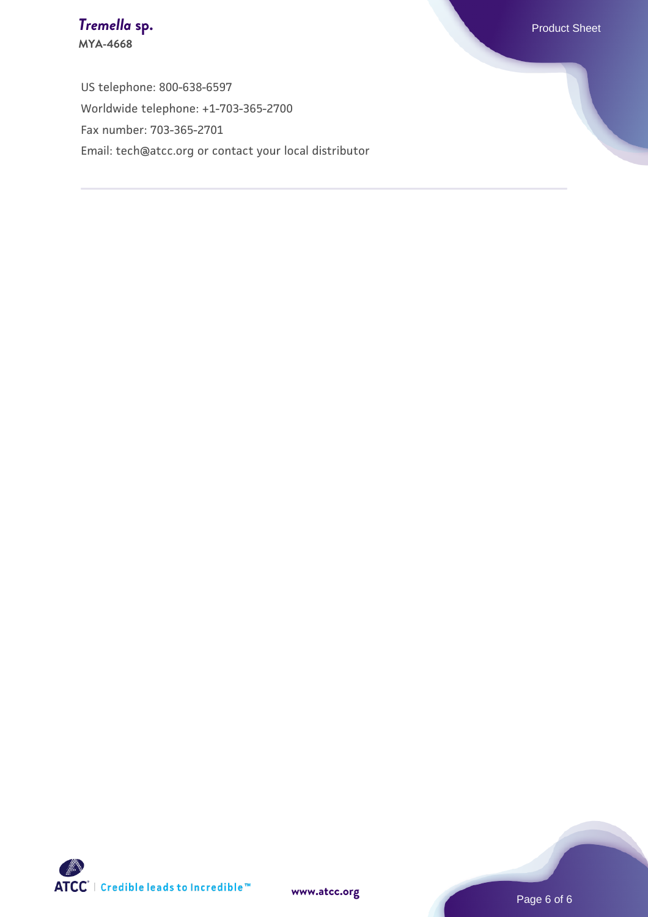US telephone: 800-638-6597

Worldwide telephone: +1-703-365-2700

Fax number: 703-365-2701

Email: tech@atcc.org or contact your local distributor